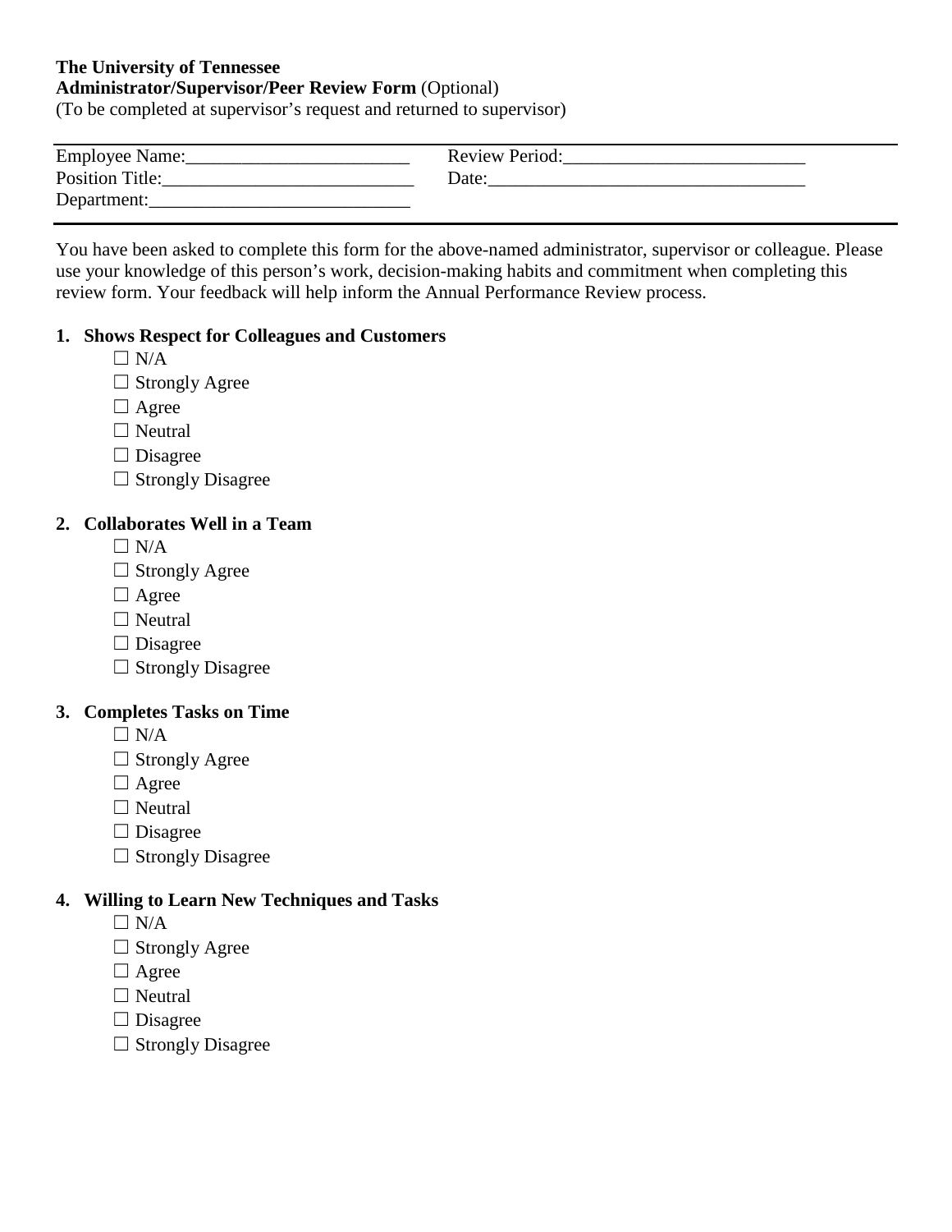**The University of Tennessee**
**Administrator/Supervisor/Peer Review Form** (Optional)
(To be completed at supervisor's request and returned to supervisor)

---

Employee Name:________________________ Review Period:__________________________
Position Title:___________________________ Date:__________________________________
Department:____________________________

---

You have been asked to complete this form for the above-named administrator, supervisor or colleague. Please use your knowledge of this person's work, decision-making habits and commitment when completing this review form. Your feedback will help inform the Annual Performance Review process.

1. **Shows Respect for Colleagues and Customers**
   - ☐ N/A
   - ☐ Strongly Agree
   - ☐ Agree
   - ☐ Neutral
   - ☐ Disagree
   - ☐ Strongly Disagree

2. **Collaborates Well in a Team**
   - ☐ N/A
   - ☐ Strongly Agree
   - ☐ Agree
   - ☐ Neutral
   - ☐ Disagree
   - ☐ Strongly Disagree

3. **Completes Tasks on Time**
   - ☐ N/A
   - ☐ Strongly Agree
   - ☐ Agree
   - ☐ Neutral
   - ☐ Disagree
   - ☐ Strongly Disagree

4. **Willing to Learn New Techniques and Tasks**
   - ☐ N/A
   - ☐ Strongly Agree
   - ☐ Agree
   - ☐ Neutral
   - ☐ Disagree
   - ☐ Strongly Disagree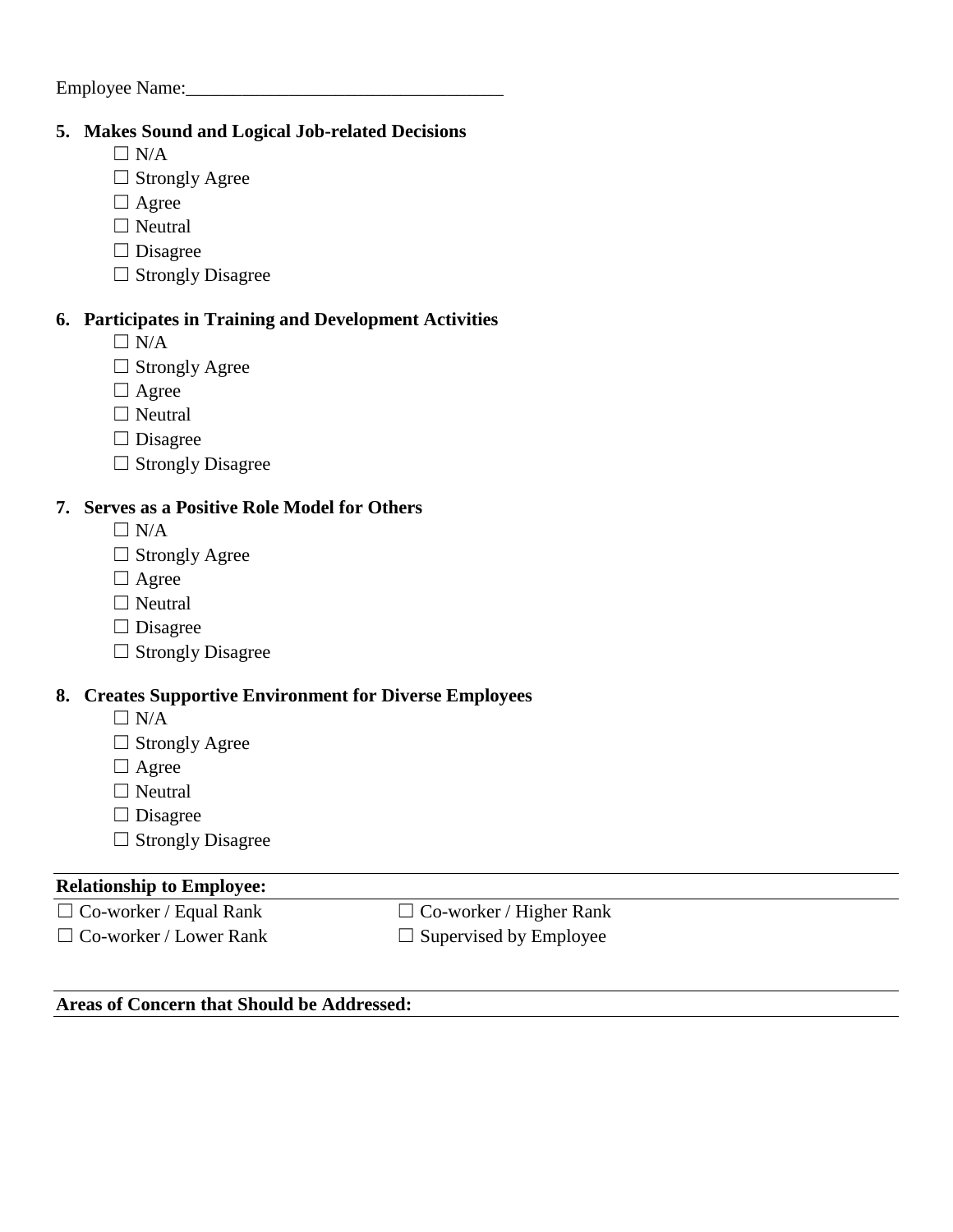Employee Name:__________________________________

**5. Makes Sound and Logical Job-related Decisions**

☐ N/A
☐ Strongly Agree
☐ Agree
☐ Neutral
☐ Disagree
☐ Strongly Disagree

**6. Participates in Training and Development Activities**

☐ N/A
☐ Strongly Agree
☐ Agree
☐ Neutral
☐ Disagree
☐ Strongly Disagree

**7. Serves as a Positive Role Model for Others**

☐ N/A
☐ Strongly Agree
☐ Agree
☐ Neutral
☐ Disagree
☐ Strongly Disagree

**8. Creates Supportive Environment for Diverse Employees**

☐ N/A
☐ Strongly Agree
☐ Agree
☐ Neutral
☐ Disagree
☐ Strongly Disagree

**Relationship to Employee:**

| | |
|---|---|
| ☐ Co-worker / Equal Rank | ☐ Co-worker / Higher Rank |
| ☐ Co-worker / Lower Rank | ☐ Supervised by Employee |

**Areas of Concern that Should be Addressed:**